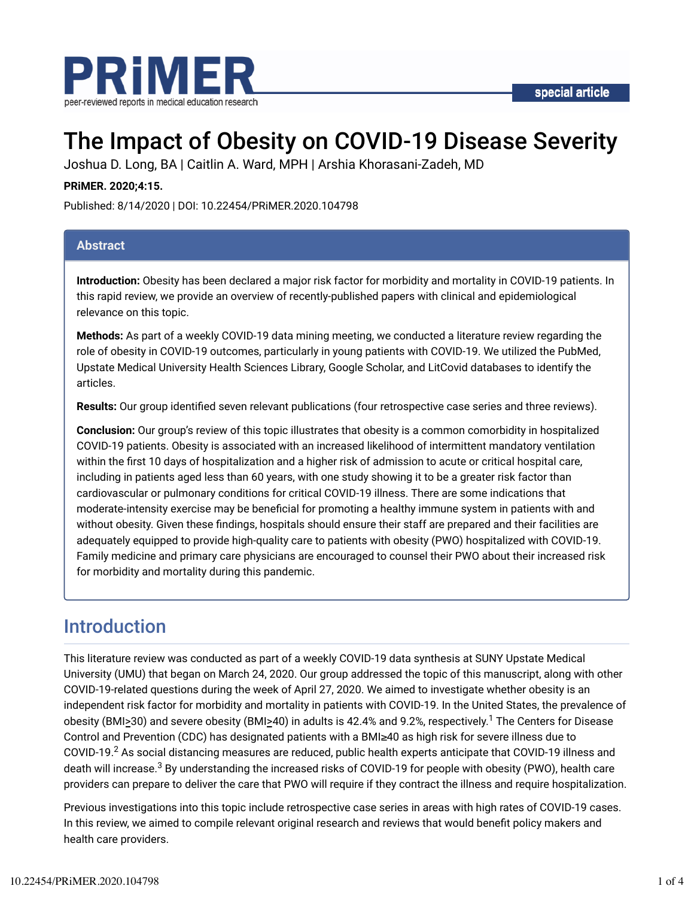# The Impact of Obesity on COVID-19 Disease Severity

Joshua D. Long, BA | Caitlin A. Ward, MPH | Arshia Khorasani-Zadeh, MD

**PRiMER. 2020;4:15.**

Published: 8/14/2020 | DOI: 10.22454/PRiMER.2020.104798

## Abstract

**Introduction:** Obesity has been declared a major risk factor for morbidity and mortality in COVID-19 patients. In this rapid review, we provide an overview of recently-published papers with clinical and epidemiological relevance on this topic.

**Methods:** As part of a weekly COVID-19 data mining meeting, we conducted a literature review regarding the role of obesity in COVID-19 outcomes, particularly in young patients with COVID-19. We utilized the PubMed, Upstate Medical University Health Sciences Library, Google Scholar, and LitCovid databases to identify the articles.

**Results:** Our group identified seven relevant publications (four retrospective case series and three reviews).

**Conclusion:** Our group's review of this topic illustrates that obesity is a common comorbidity in hospitalized COVID-19 patients. Obesity is associated with an increased likelihood of intermittent mandatory ventilation within the first 10 days of hospitalization and a higher risk of admission to acute or critical hospital care, including in patients aged less than 60 years, with one study showing it to be a greater risk factor than cardiovascular or pulmonary conditions for critical COVID-19 illness. There are some indications that moderate-intensity exercise may be beneficial for promoting a healthy immune system in patients with and without obesity. Given these findings, hospitals should ensure their staff are prepared and their facilities are adequately equipped to provide high-quality care to patients with obesity (PWO) hospitalized with COVID-19. Family medicine and primary care physicians are encouraged to counsel their PWO about their increased risk for morbidity and mortality during this pandemic.

## Introduction

This literature review was conducted as part of a weekly COVID-19 data synthesis at SUNY Upstate Medical University (UMU) that began on March 24, 2020. Our group addressed the topic of this manuscript, along with other COVID-19-related questions during the week of April 27, 2020. We aimed to investigate whether obesity is an independent risk factor for morbidity and mortality in patients with COVID-19. In the United States, the prevalence of obesity (BMI≥30) and severe obesity (BMI≥40) in adults is 42.4% and 9.2%, respectively.[1] The Centers for Disease Control and Prevention (CDC) has designated patients with a BMI≥40 as high risk for severe illness due to COVID-19.[2] As social distancing measures are reduced, public health experts anticipate that COVID-19 illness and death will increase.[3] By understanding the increased risks of COVID-19 for people with obesity (PWO), health care providers can prepare to deliver the care that PWO will require if they contract the illness and require hospitalization.

Previous investigations into this topic include retrospective case series in areas with high rates of COVID-19 cases. In this review, we aimed to compile relevant original research and reviews that would benefit policy makers and health care providers.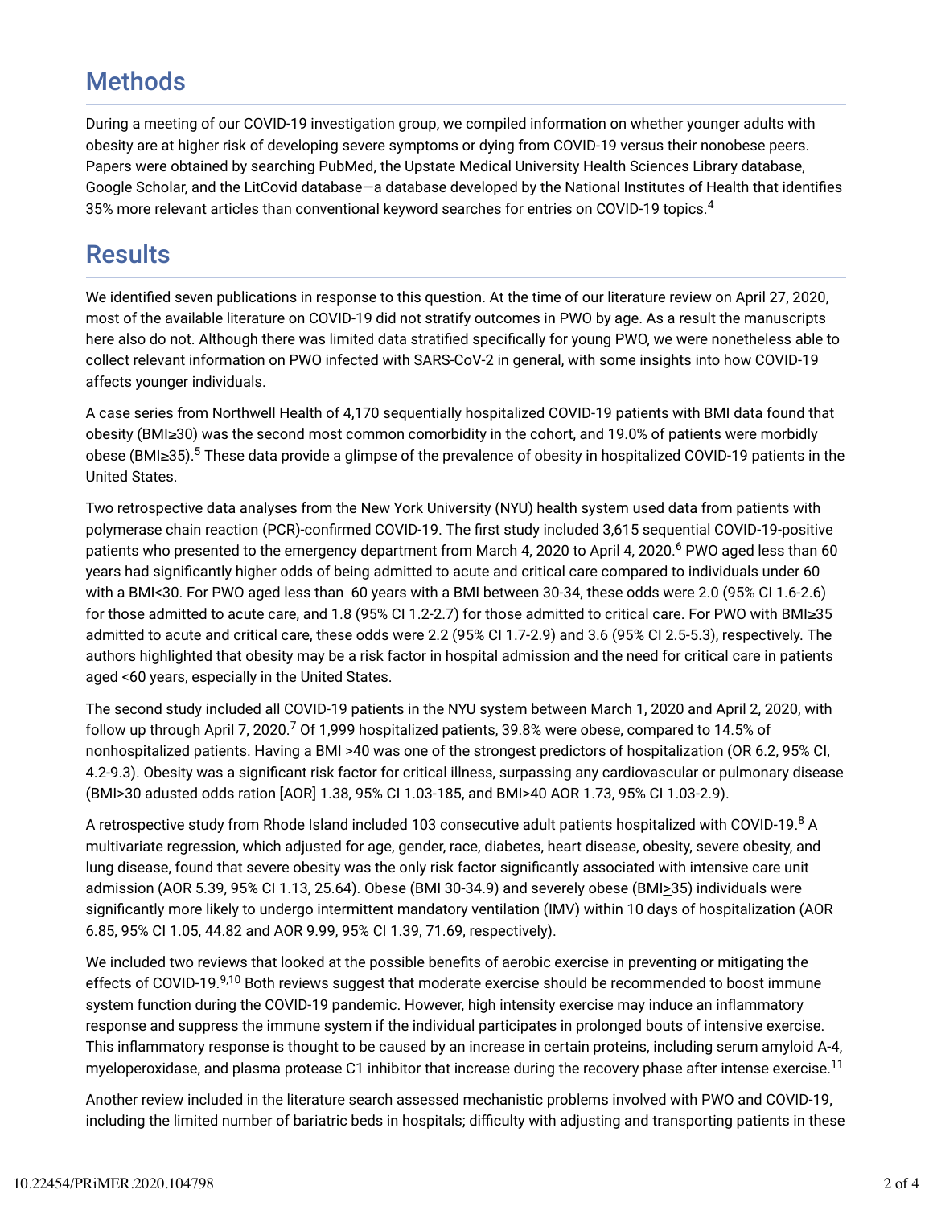## Methods

During a meeting of our COVID-19 investigation group, we compiled information on whether younger adults with obesity are at higher risk of developing severe symptoms or dying from COVID-19 versus their nonobese peers. Papers were obtained by searching PubMed, the Upstate Medical University Health Sciences Library database, Google Scholar, and the LitCovid database—a database developed by the National Institutes of Health that identifies 35% more relevant articles than conventional keyword searches for entries on COVID-19 topics.[4]

## Results

We identified seven publications in response to this question. At the time of our literature review on April 27, 2020, most of the available literature on COVID-19 did not stratify outcomes in PWO by age. As a result the manuscripts here also do not. Although there was limited data stratified specifically for young PWO, we were nonetheless able to collect relevant information on PWO infected with SARS-CoV-2 in general, with some insights into how COVID-19 affects younger individuals.

A case series from Northwell Health of 4,170 sequentially hospitalized COVID-19 patients with BMI data found that obesity (BMI≥30) was the second most common comorbidity in the cohort, and 19.0% of patients were morbidly obese (BMI≥35).[5] These data provide a glimpse of the prevalence of obesity in hospitalized COVID-19 patients in the United States.

Two retrospective data analyses from the New York University (NYU) health system used data from patients with polymerase chain reaction (PCR)-confirmed COVID-19. The first study included 3,615 sequential COVID-19-positive patients who presented to the emergency department from March 4, 2020 to April 4, 2020.[6] PWO aged less than 60 years had significantly higher odds of being admitted to acute and critical care compared to individuals under 60 with a BMI<30. For PWO aged less than 60 years with a BMI between 30-34, these odds were 2.0 (95% CI 1.6-2.6) for those admitted to acute care, and 1.8 (95% CI 1.2-2.7) for those admitted to critical care. For PWO with BMI≥35 admitted to acute and critical care, these odds were 2.2 (95% CI 1.7-2.9) and 3.6 (95% CI 2.5-5.3), respectively. The authors highlighted that obesity may be a risk factor in hospital admission and the need for critical care in patients aged <60 years, especially in the United States.

The second study included all COVID-19 patients in the NYU system between March 1, 2020 and April 2, 2020, with follow up through April 7, 2020.[7] Of 1,999 hospitalized patients, 39.8% were obese, compared to 14.5% of nonhospitalized patients. Having a BMI >40 was one of the strongest predictors of hospitalization (OR 6.2, 95% CI, 4.2-9.3). Obesity was a significant risk factor for critical illness, surpassing any cardiovascular or pulmonary disease (BMI>30 adusted odds ration [AOR] 1.38, 95% CI 1.03-185, and BMI>40 AOR 1.73, 95% CI 1.03-2.9).

A retrospective study from Rhode Island included 103 consecutive adult patients hospitalized with COVID-19.[8] A multivariate regression, which adjusted for age, gender, race, diabetes, heart disease, obesity, severe obesity, and lung disease, found that severe obesity was the only risk factor significantly associated with intensive care unit admission (AOR 5.39, 95% CI 1.13, 25.64). Obese (BMI 30-34.9) and severely obese (BMI≥35) individuals were significantly more likely to undergo intermittent mandatory ventilation (IMV) within 10 days of hospitalization (AOR 6.85, 95% CI 1.05, 44.82 and AOR 9.99, 95% CI 1.39, 71.69, respectively).

We included two reviews that looked at the possible benefits of aerobic exercise in preventing or mitigating the effects of COVID-19.[9,10] Both reviews suggest that moderate exercise should be recommended to boost immune system function during the COVID-19 pandemic. However, high intensity exercise may induce an inflammatory response and suppress the immune system if the individual participates in prolonged bouts of intensive exercise. This inflammatory response is thought to be caused by an increase in certain proteins, including serum amyloid A-4, myeloperoxidase, and plasma protease C1 inhibitor that increase during the recovery phase after intense exercise.[11]

Another review included in the literature search assessed mechanistic problems involved with PWO and COVID-19, including the limited number of bariatric beds in hospitals; difficulty with adjusting and transporting patients in these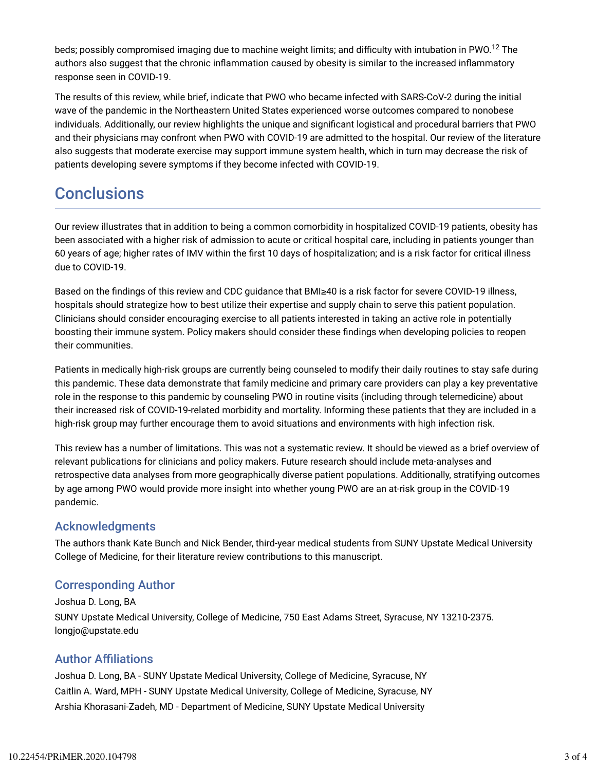beds; possibly compromised imaging due to machine weight limits; and difficulty with intubation in PWO.[12] The authors also suggest that the chronic inflammation caused by obesity is similar to the increased inflammatory response seen in COVID-19.

The results of this review, while brief, indicate that PWO who became infected with SARS-CoV-2 during the initial wave of the pandemic in the Northeastern United States experienced worse outcomes compared to nonobese individuals. Additionally, our review highlights the unique and significant logistical and procedural barriers that PWO and their physicians may confront when PWO with COVID-19 are admitted to the hospital. Our review of the literature also suggests that moderate exercise may support immune system health, which in turn may decrease the risk of patients developing severe symptoms if they become infected with COVID-19.

## Conclusions

Our review illustrates that in addition to being a common comorbidity in hospitalized COVID-19 patients, obesity has been associated with a higher risk of admission to acute or critical hospital care, including in patients younger than 60 years of age; higher rates of IMV within the first 10 days of hospitalization; and is a risk factor for critical illness due to COVID-19.

Based on the findings of this review and CDC guidance that BMI≥40 is a risk factor for severe COVID-19 illness, hospitals should strategize how to best utilize their expertise and supply chain to serve this patient population. Clinicians should consider encouraging exercise to all patients interested in taking an active role in potentially boosting their immune system. Policy makers should consider these findings when developing policies to reopen their communities.

Patients in medically high-risk groups are currently being counseled to modify their daily routines to stay safe during this pandemic. These data demonstrate that family medicine and primary care providers can play a key preventative role in the response to this pandemic by counseling PWO in routine visits (including through telemedicine) about their increased risk of COVID-19-related morbidity and mortality. Informing these patients that they are included in a high-risk group may further encourage them to avoid situations and environments with high infection risk.

This review has a number of limitations. This was not a systematic review. It should be viewed as a brief overview of relevant publications for clinicians and policy makers. Future research should include meta-analyses and retrospective data analyses from more geographically diverse patient populations. Additionally, stratifying outcomes by age among PWO would provide more insight into whether young PWO are an at-risk group in the COVID-19 pandemic.

### Acknowledgments

The authors thank Kate Bunch and Nick Bender, third-year medical students from SUNY Upstate Medical University College of Medicine, for their literature review contributions to this manuscript.

### Corresponding Author

Joshua D. Long, BA
SUNY Upstate Medical University, College of Medicine, 750 East Adams Street, Syracuse, NY 13210-2375. longjo@upstate.edu

### Author Affiliations

Joshua D. Long, BA - SUNY Upstate Medical University, College of Medicine, Syracuse, NY
Caitlin A. Ward, MPH - SUNY Upstate Medical University, College of Medicine, Syracuse, NY
Arshia Khorasani-Zadeh, MD - Department of Medicine, SUNY Upstate Medical University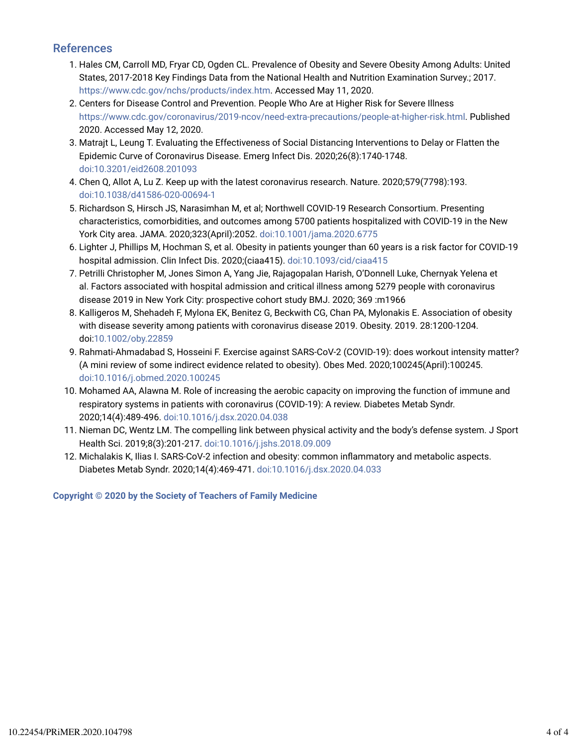## References

1. Hales CM, Carroll MD, Fryar CD, Ogden CL. Prevalence of Obesity and Severe Obesity Among Adults: United States, 2017-2018 Key Findings Data from the National Health and Nutrition Examination Survey.; 2017. https://www.cdc.gov/nchs/products/index.htm. Accessed May 11, 2020.
2. Centers for Disease Control and Prevention. People Who Are at Higher Risk for Severe Illness https://www.cdc.gov/coronavirus/2019-ncov/need-extra-precautions/people-at-higher-risk.html. Published 2020. Accessed May 12, 2020.
3. Matrajt L, Leung T. Evaluating the Effectiveness of Social Distancing Interventions to Delay or Flatten the Epidemic Curve of Coronavirus Disease. Emerg Infect Dis. 2020;26(8):1740-1748. doi:10.3201/eid2608.201093
4. Chen Q, Allot A, Lu Z. Keep up with the latest coronavirus research. Nature. 2020;579(7798):193. doi:10.1038/d41586-020-00694-1
5. Richardson S, Hirsch JS, Narasimhan M, et al; Northwell COVID-19 Research Consortium. Presenting characteristics, comorbidities, and outcomes among 5700 patients hospitalized with COVID-19 in the New York City area. JAMA. 2020;323(April):2052. doi:10.1001/jama.2020.6775
6. Lighter J, Phillips M, Hochman S, et al. Obesity in patients younger than 60 years is a risk factor for COVID-19 hospital admission. Clin Infect Dis. 2020;(ciaa415). doi:10.1093/cid/ciaa415
7. Petrilli Christopher M, Jones Simon A, Yang Jie, Rajagopalan Harish, O'Donnell Luke, Chernyak Yelena et al. Factors associated with hospital admission and critical illness among 5279 people with coronavirus disease 2019 in New York City: prospective cohort study BMJ. 2020; 369 :m1966
8. Kalligeros M, Shehadeh F, Mylona EK, Benitez G, Beckwith CG, Chan PA, Mylonakis E. Association of obesity with disease severity among patients with coronavirus disease 2019. Obesity. 2019. 28:1200-1204. doi:10.1002/oby.22859
9. Rahmati-Ahmadabad S, Hosseini F. Exercise against SARS-CoV-2 (COVID-19): does workout intensity matter? (A mini review of some indirect evidence related to obesity). Obes Med. 2020;100245(April):100245. doi:10.1016/j.obmed.2020.100245
10. Mohamed AA, Alawna M. Role of increasing the aerobic capacity on improving the function of immune and respiratory systems in patients with coronavirus (COVID-19): A review. Diabetes Metab Syndr. 2020;14(4):489-496. doi:10.1016/j.dsx.2020.04.038
11. Nieman DC, Wentz LM. The compelling link between physical activity and the body's defense system. J Sport Health Sci. 2019;8(3):201-217. doi:10.1016/j.jshs.2018.09.009
12. Michalakis K, Ilias I. SARS-CoV-2 infection and obesity: common inflammatory and metabolic aspects. Diabetes Metab Syndr. 2020;14(4):469-471. doi:10.1016/j.dsx.2020.04.033

**Copyright © 2020 by the Society of Teachers of Family Medicine**